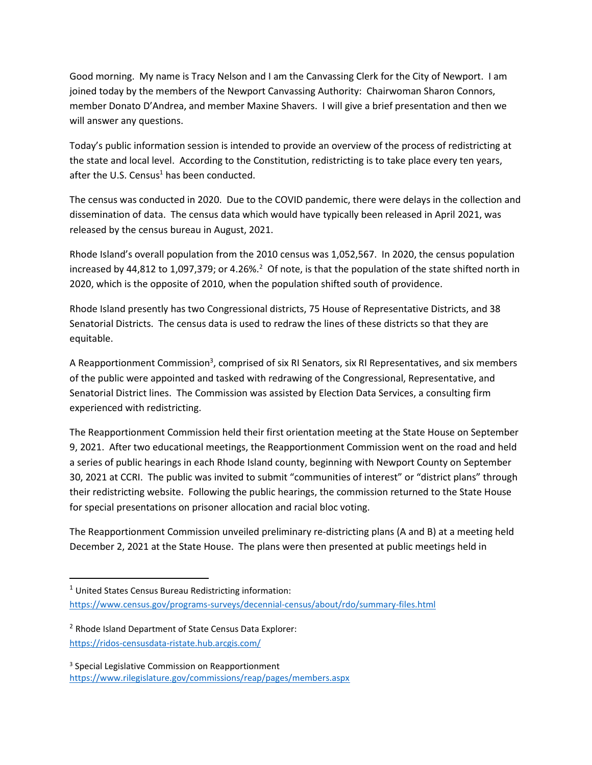Good morning. My name is Tracy Nelson and I am the Canvassing Clerk for the City of Newport. I am joined today by the members of the Newport Canvassing Authority: Chairwoman Sharon Connors, member Donato D'Andrea, and member Maxine Shavers. I will give a brief presentation and then we will answer any questions.

Today's public information session is intended to provide an overview of the process of redistricting at the state and local level. According to the Constitution, redistricting is to take place every ten years, after the U.S. Census[1] has been conducted.

The census was conducted in 2020. Due to the COVID pandemic, there were delays in the collection and dissemination of data. The census data which would have typically been released in April 2021, was released by the census bureau in August, 2021.

Rhode Island's overall population from the 2010 census was 1,052,567. In 2020, the census population increased by 44,812 to 1,097,379; or 4.26%.[2] Of note, is that the population of the state shifted north in 2020, which is the opposite of 2010, when the population shifted south of providence.

Rhode Island presently has two Congressional districts, 75 House of Representative Districts, and 38 Senatorial Districts. The census data is used to redraw the lines of these districts so that they are equitable.

A Reapportionment Commission[3], comprised of six RI Senators, six RI Representatives, and six members of the public were appointed and tasked with redrawing of the Congressional, Representative, and Senatorial District lines. The Commission was assisted by Election Data Services, a consulting firm experienced with redistricting.

The Reapportionment Commission held their first orientation meeting at the State House on September 9, 2021. After two educational meetings, the Reapportionment Commission went on the road and held a series of public hearings in each Rhode Island county, beginning with Newport County on September 30, 2021 at CCRI. The public was invited to submit "communities of interest" or "district plans" through their redistricting website. Following the public hearings, the commission returned to the State House for special presentations on prisoner allocation and racial bloc voting.

The Reapportionment Commission unveiled preliminary re-districting plans (A and B) at a meeting held December 2, 2021 at the State House. The plans were then presented at public meetings held in

---

[1] United States Census Bureau Redistricting information:
https://www.census.gov/programs-surveys/decennial-census/about/rdo/summary-files.html

[2] Rhode Island Department of State Census Data Explorer:
https://ridos-censusdata-ristate.hub.arcgis.com/

[3] Special Legislative Commission on Reapportionment
https://www.rilegislature.gov/commissions/reap/pages/members.aspx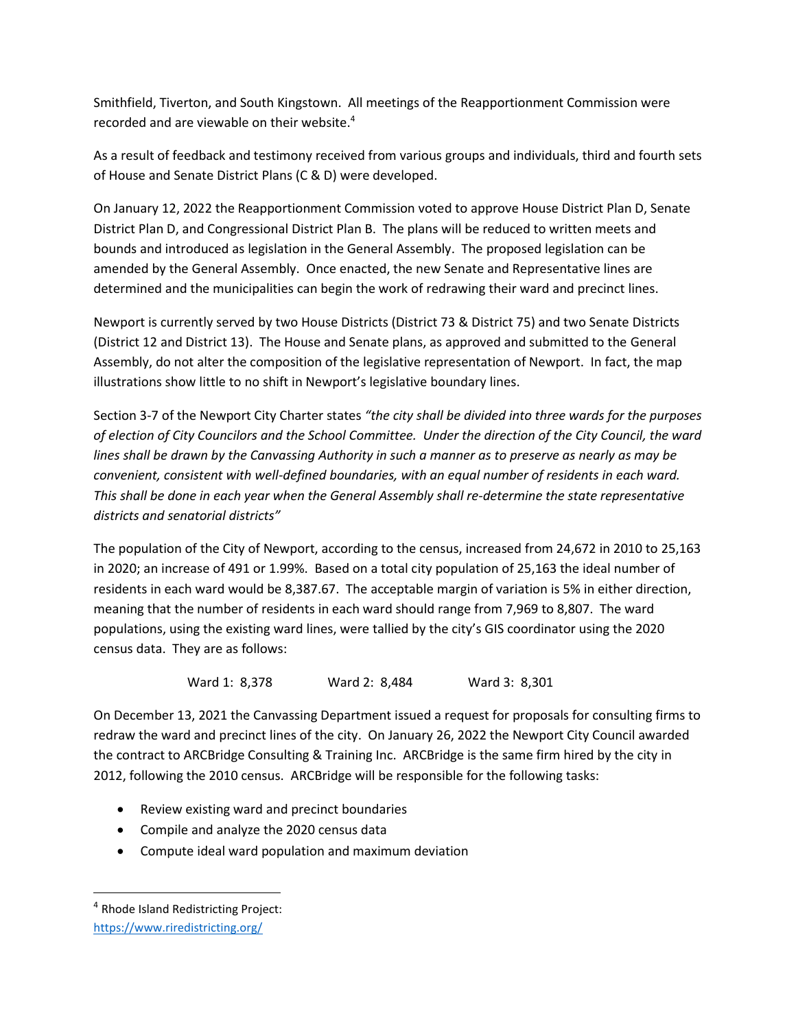Smithfield, Tiverton, and South Kingstown. All meetings of the Reapportionment Commission were recorded and are viewable on their website.[4]

As a result of feedback and testimony received from various groups and individuals, third and fourth sets of House and Senate District Plans (C & D) were developed.

On January 12, 2022 the Reapportionment Commission voted to approve House District Plan D, Senate District Plan D, and Congressional District Plan B. The plans will be reduced to written meets and bounds and introduced as legislation in the General Assembly. The proposed legislation can be amended by the General Assembly. Once enacted, the new Senate and Representative lines are determined and the municipalities can begin the work of redrawing their ward and precinct lines.

Newport is currently served by two House Districts (District 73 & District 75) and two Senate Districts (District 12 and District 13). The House and Senate plans, as approved and submitted to the General Assembly, do not alter the composition of the legislative representation of Newport. In fact, the map illustrations show little to no shift in Newport's legislative boundary lines.

Section 3-7 of the Newport City Charter states *"the city shall be divided into three wards for the purposes of election of City Councilors and the School Committee. Under the direction of the City Council, the ward lines shall be drawn by the Canvassing Authority in such a manner as to preserve as nearly as may be convenient, consistent with well-defined boundaries, with an equal number of residents in each ward. This shall be done in each year when the General Assembly shall re-determine the state representative districts and senatorial districts"*

The population of the City of Newport, according to the census, increased from 24,672 in 2010 to 25,163 in 2020; an increase of 491 or 1.99%. Based on a total city population of 25,163 the ideal number of residents in each ward would be 8,387.67. The acceptable margin of variation is 5% in either direction, meaning that the number of residents in each ward should range from 7,969 to 8,807. The ward populations, using the existing ward lines, were tallied by the city's GIS coordinator using the 2020 census data. They are as follows:

Ward 1: 8,378    Ward 2: 8,484    Ward 3: 8,301

On December 13, 2021 the Canvassing Department issued a request for proposals for consulting firms to redraw the ward and precinct lines of the city. On January 26, 2022 the Newport City Council awarded the contract to ARCBridge Consulting & Training Inc. ARCBridge is the same firm hired by the city in 2012, following the 2010 census. ARCBridge will be responsible for the following tasks:

- Review existing ward and precinct boundaries
- Compile and analyze the 2020 census data
- Compute ideal ward population and maximum deviation

---

[4] Rhode Island Redistricting Project: https://www.riredistricting.org/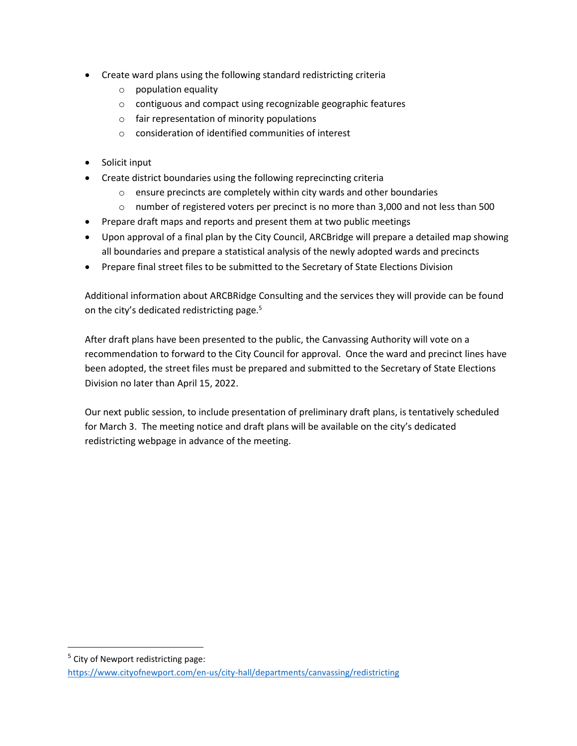- Create ward plans using the following standard redistricting criteria
  - population equality
  - contiguous and compact using recognizable geographic features
  - fair representation of minority populations
  - consideration of identified communities of interest

- Solicit input
- Create district boundaries using the following reprecincting criteria
  - ensure precincts are completely within city wards and other boundaries
  - number of registered voters per precinct is no more than 3,000 and not less than 500
- Prepare draft maps and reports and present them at two public meetings
- Upon approval of a final plan by the City Council, ARCBridge will prepare a detailed map showing all boundaries and prepare a statistical analysis of the newly adopted wards and precincts
- Prepare final street files to be submitted to the Secretary of State Elections Division

Additional information about ARCBRidge Consulting and the services they will provide can be found on the city's dedicated redistricting page.[5]

After draft plans have been presented to the public, the Canvassing Authority will vote on a recommendation to forward to the City Council for approval. Once the ward and precinct lines have been adopted, the street files must be prepared and submitted to the Secretary of State Elections Division no later than April 15, 2022.

Our next public session, to include presentation of preliminary draft plans, is tentatively scheduled for March 3. The meeting notice and draft plans will be available on the city's dedicated redistricting webpage in advance of the meeting.

---

[5] City of Newport redistricting page: https://www.cityofnewport.com/en-us/city-hall/departments/canvassing/redistricting